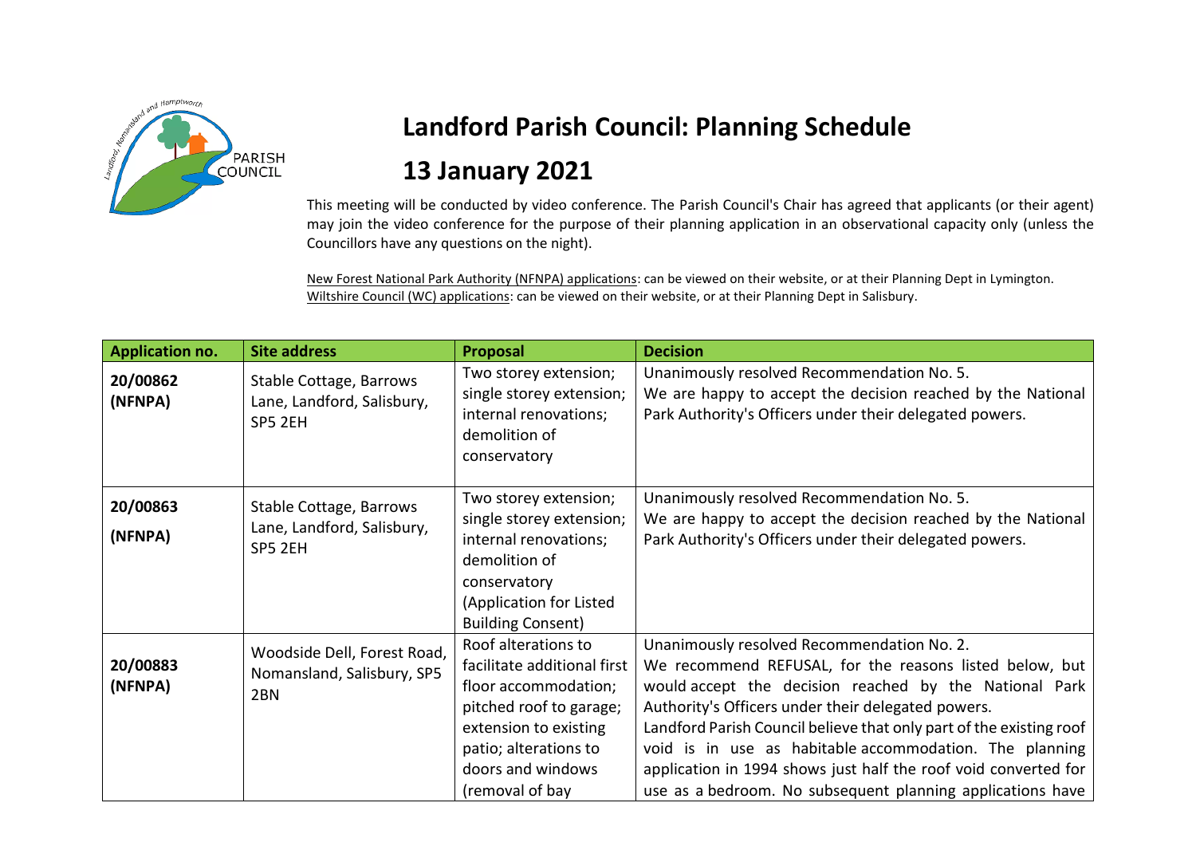# Landford Parish Council: Planning Schedule

# 13 January 2021

This meeting will be conducted by video conference. The Parish Council's Chair has agreed that applicants (or their agent) may join the video conference for the purpose of their planning application in an observational capacity only (unless the Councillors have any questions on the night).

New Forest National Park Authority (NFNPA) applications: can be viewed on their website, or at their Planning Dept in Lymington.
Wiltshire Council (WC) applications: can be viewed on their website, or at their Planning Dept in Salisbury.

| Application no. | Site address | Proposal | Decision |
|---|---|---|---|
| **20/00862 (NFNPA)** | Stable Cottage, Barrows Lane, Landford, Salisbury, SP5 2EH | Two storey extension; single storey extension; internal renovations; demolition of conservatory | Unanimously resolved Recommendation No. 5. We are happy to accept the decision reached by the National Park Authority's Officers under their delegated powers. |
| **20/00863 (NFNPA)** | Stable Cottage, Barrows Lane, Landford, Salisbury, SP5 2EH | Two storey extension; single storey extension; internal renovations; demolition of conservatory (Application for Listed Building Consent) | Unanimously resolved Recommendation No. 5. We are happy to accept the decision reached by the National Park Authority's Officers under their delegated powers. |
| **20/00883 (NFNPA)** | Woodside Dell, Forest Road, Nomansland, Salisbury, SP5 2BN | Roof alterations to facilitate additional first floor accommodation; pitched roof to garage; extension to existing patio; alterations to doors and windows (removal of bay | Unanimously resolved Recommendation No. 2. We recommend REFUSAL, for the reasons listed below, but would accept the decision reached by the National Park Authority's Officers under their delegated powers. Landford Parish Council believe that only part of the existing roof void is in use as habitable accommodation. The planning application in 1994 shows just half the roof void converted for use as a bedroom. No subsequent planning applications have |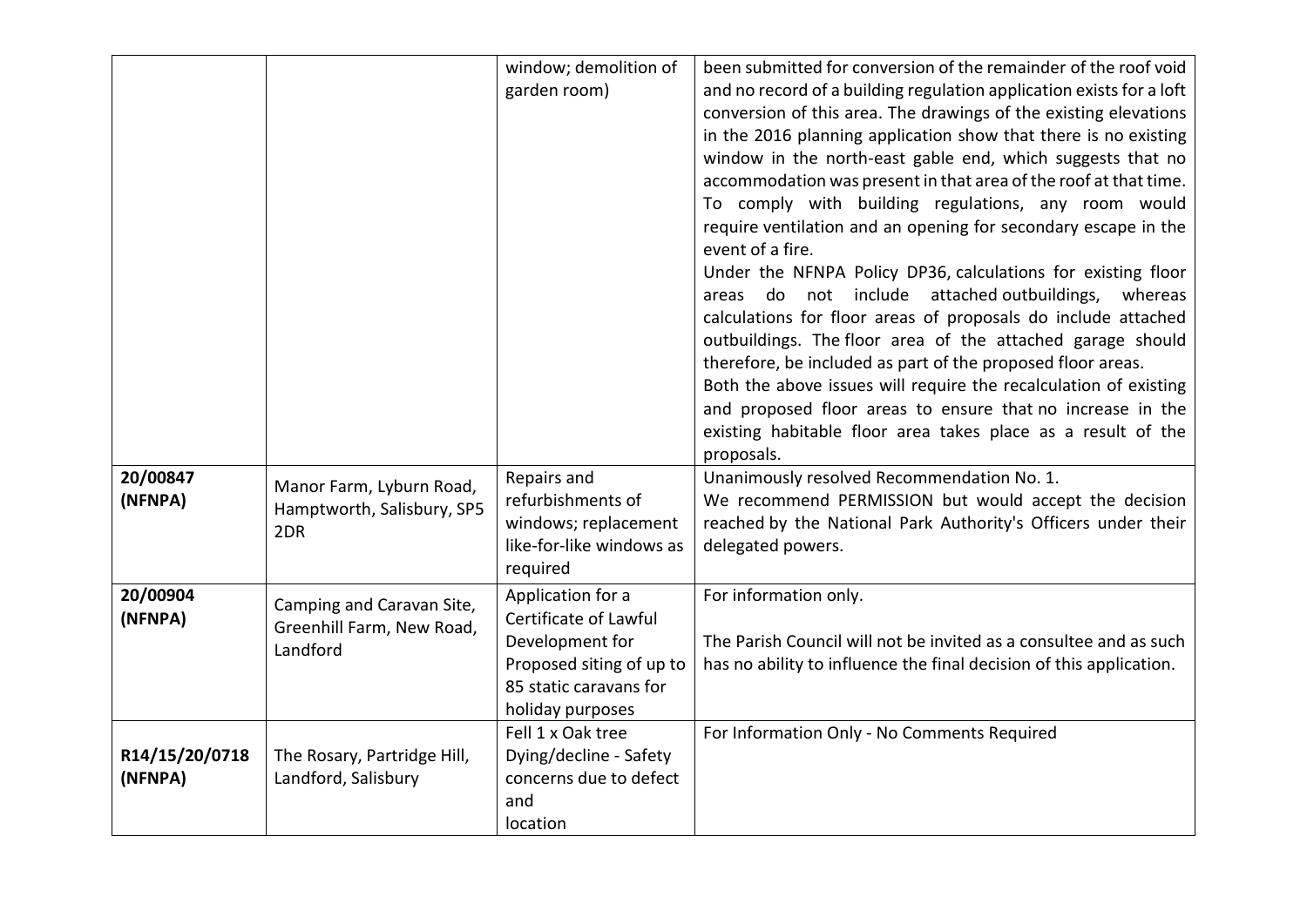| | | | |
|---|---|---|---|
| | | window; demolition of garden room) | been submitted for conversion of the remainder of the roof void and no record of a building regulation application exists for a loft conversion of this area. The drawings of the existing elevations in the 2016 planning application show that there is no existing window in the north-east gable end, which suggests that no accommodation was present in that area of the roof at that time. To comply with building regulations, any room would require ventilation and an opening for secondary escape in the event of a fire.<br>Under the NFNPA Policy DP36, calculations for existing floor areas do not include attached outbuildings, whereas calculations for floor areas of proposals do include attached outbuildings. The floor area of the attached garage should therefore, be included as part of the proposed floor areas.<br>Both the above issues will require the recalculation of existing and proposed floor areas to ensure that no increase in the existing habitable floor area takes place as a result of the proposals. |
| **20/00847 (NFNPA)** | Manor Farm, Lyburn Road, Hamptworth, Salisbury, SP5 2DR | Repairs and refurbishments of windows; replacement like-for-like windows as required | Unanimously resolved Recommendation No. 1.<br>We recommend PERMISSION but would accept the decision reached by the National Park Authority's Officers under their delegated powers. |
| **20/00904 (NFNPA)** | Camping and Caravan Site, Greenhill Farm, New Road, Landford | Application for a Certificate of Lawful Development for Proposed siting of up to 85 static caravans for holiday purposes | For information only.<br><br>The Parish Council will not be invited as a consultee and as such has no ability to influence the final decision of this application. |
| **R14/15/20/0718 (NFNPA)** | The Rosary, Partridge Hill, Landford, Salisbury | Fell 1 x Oak tree Dying/decline - Safety concerns due to defect and location | For Information Only - No Comments Required |